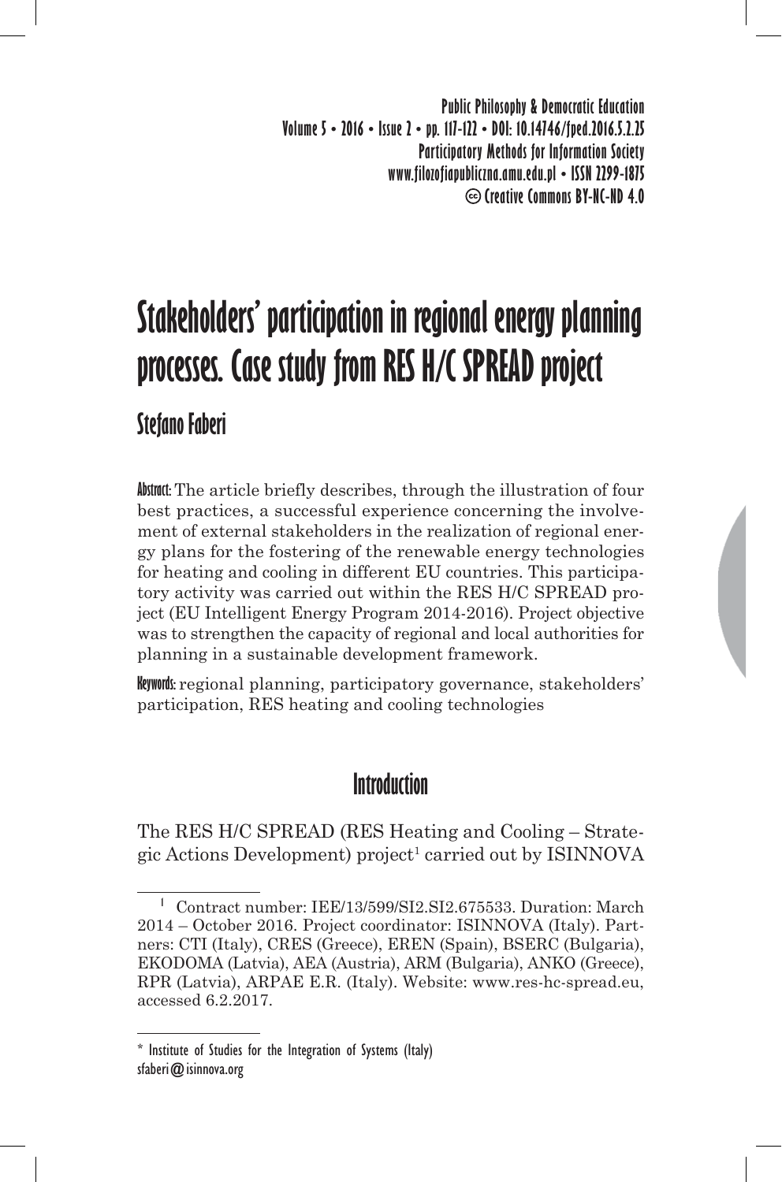# Stakeholders' participation in regional energy planning processes. Case study from RES H/C SPREAD project

## Stefano Faberi

**Abstract:** The article briefly describes, through the illustration of four best practices, a successful experience concerning the involvement of external stakeholders in the realization of regional energy plans for the fostering of the renewable energy technologies for heating and cooling in different EU countries. This participatory activity was carried out within the RES H/C SPREAD project (EU Intelligent Energy Program 2014-2016). Project objective was to strengthen the capacity of regional and local authorities for planning in a sustainable development framework.

**Keywords:** regional planning, participatory governance, stakeholders' participation, RES heating and cooling technologies

## Introduction

The RES H/C SPREAD (RES Heating and Cooling – Strategic Actions Development) project[1] carried out by ISINNOVA

---

[1] Contract number: IEE/13/599/SI2.SI2.675533. Duration: March 2014 – October 2016. Project coordinator: ISINNOVA (Italy). Partners: CTI (Italy), CRES (Greece), EREN (Spain), BSERC (Bulgaria), EKODOMA (Latvia), AEA (Austria), ARM (Bulgaria), ANKO (Greece), RPR (Latvia), ARPAE E.R. (Italy). Website: www.res-hc-spread.eu, accessed 6.2.2017.

---

\* Institute of Studies for the Integration of Systems (Italy)
sfaberi@isinnova.org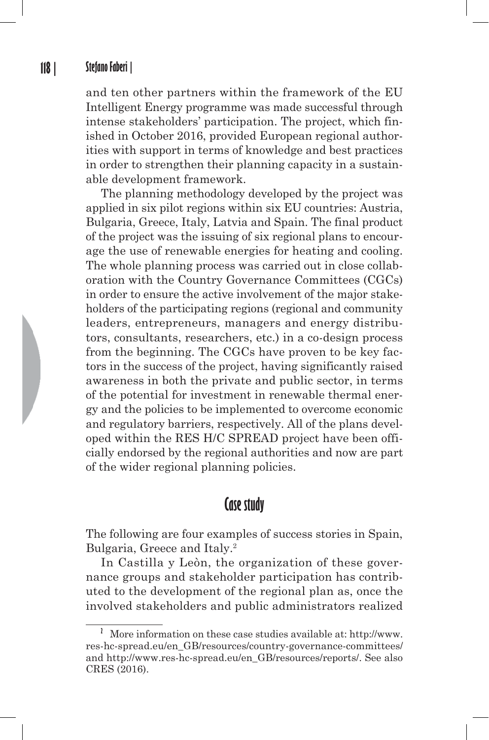and ten other partners within the framework of the EU Intelligent Energy programme was made successful through intense stakeholders' participation. The project, which finished in October 2016, provided European regional authorities with support in terms of knowledge and best practices in order to strengthen their planning capacity in a sustainable development framework.

The planning methodology developed by the project was applied in six pilot regions within six EU countries: Austria, Bulgaria, Greece, Italy, Latvia and Spain. The final product of the project was the issuing of six regional plans to encourage the use of renewable energies for heating and cooling. The whole planning process was carried out in close collaboration with the Country Governance Committees (CGCs) in order to ensure the active involvement of the major stakeholders of the participating regions (regional and community leaders, entrepreneurs, managers and energy distributors, consultants, researchers, etc.) in a co-design process from the beginning. The CGCs have proven to be key factors in the success of the project, having significantly raised awareness in both the private and public sector, in terms of the potential for investment in renewable thermal energy and the policies to be implemented to overcome economic and regulatory barriers, respectively. All of the plans developed within the RES H/C SPREAD project have been officially endorsed by the regional authorities and now are part of the wider regional planning policies.

## Case study

The following are four examples of success stories in Spain, Bulgaria, Greece and Italy.[2]

In Castilla y Leòn, the organization of these governance groups and stakeholder participation has contributed to the development of the regional plan as, once the involved stakeholders and public administrators realized

---

[2] More information on these case studies available at: http://www.res-hc-spread.eu/en_GB/resources/country-governance-committees/ and http://www.res-hc-spread.eu/en_GB/resources/reports/. See also CRES (2016).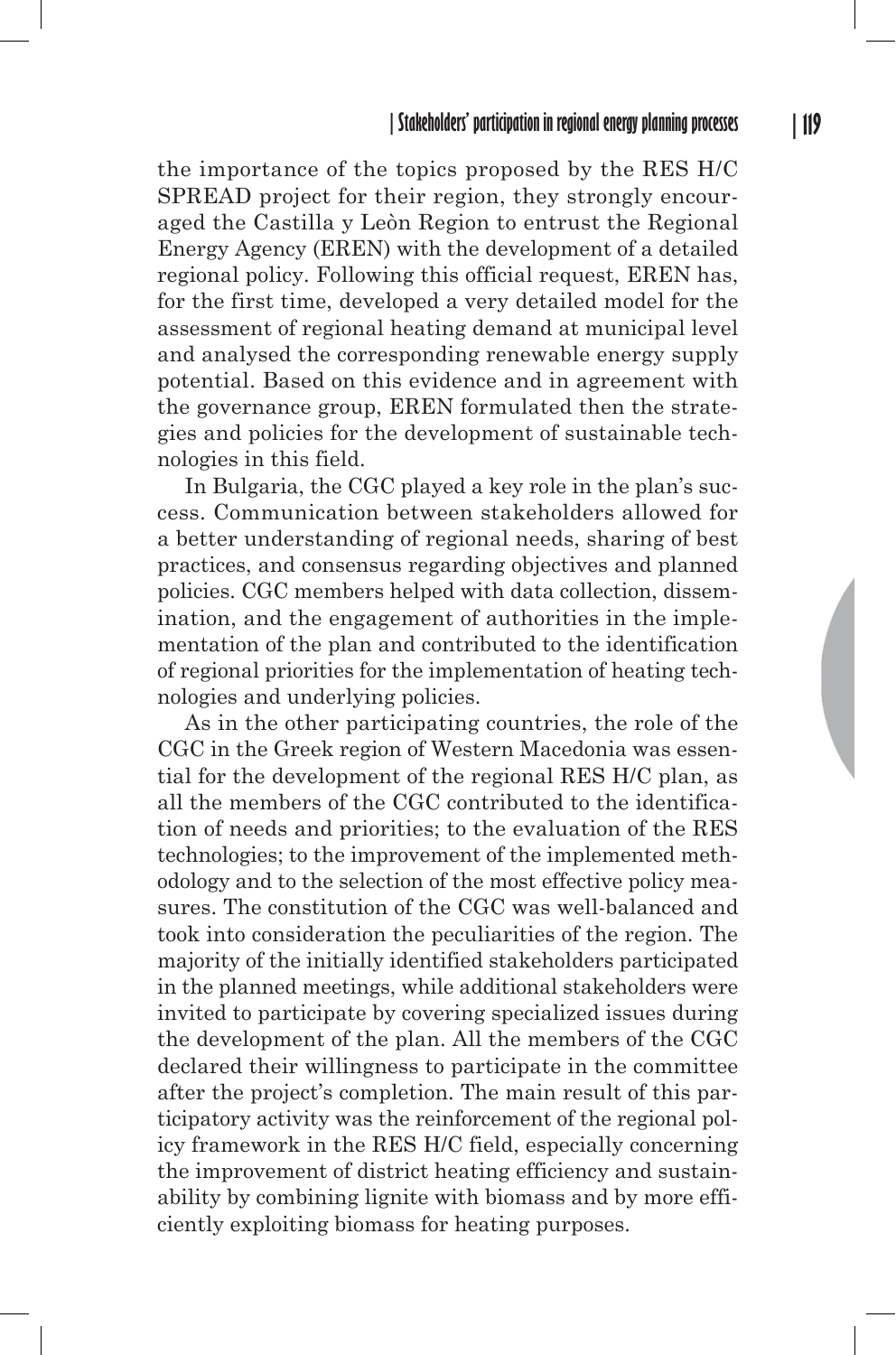the importance of the topics proposed by the RES H/C SPREAD project for their region, they strongly encouraged the Castilla y Leòn Region to entrust the Regional Energy Agency (EREN) with the development of a detailed regional policy. Following this official request, EREN has, for the first time, developed a very detailed model for the assessment of regional heating demand at municipal level and analysed the corresponding renewable energy supply potential. Based on this evidence and in agreement with the governance group, EREN formulated then the strategies and policies for the development of sustainable technologies in this field.

In Bulgaria, the CGC played a key role in the plan's success. Communication between stakeholders allowed for a better understanding of regional needs, sharing of best practices, and consensus regarding objectives and planned policies. CGC members helped with data collection, dissemination, and the engagement of authorities in the implementation of the plan and contributed to the identification of regional priorities for the implementation of heating technologies and underlying policies.

As in the other participating countries, the role of the CGC in the Greek region of Western Macedonia was essential for the development of the regional RES H/C plan, as all the members of the CGC contributed to the identification of needs and priorities; to the evaluation of the RES technologies; to the improvement of the implemented methodology and to the selection of the most effective policy measures. The constitution of the CGC was well-balanced and took into consideration the peculiarities of the region. The majority of the initially identified stakeholders participated in the planned meetings, while additional stakeholders were invited to participate by covering specialized issues during the development of the plan. All the members of the CGC declared their willingness to participate in the committee after the project's completion. The main result of this participatory activity was the reinforcement of the regional policy framework in the RES H/C field, especially concerning the improvement of district heating efficiency and sustainability by combining lignite with biomass and by more efficiently exploiting biomass for heating purposes.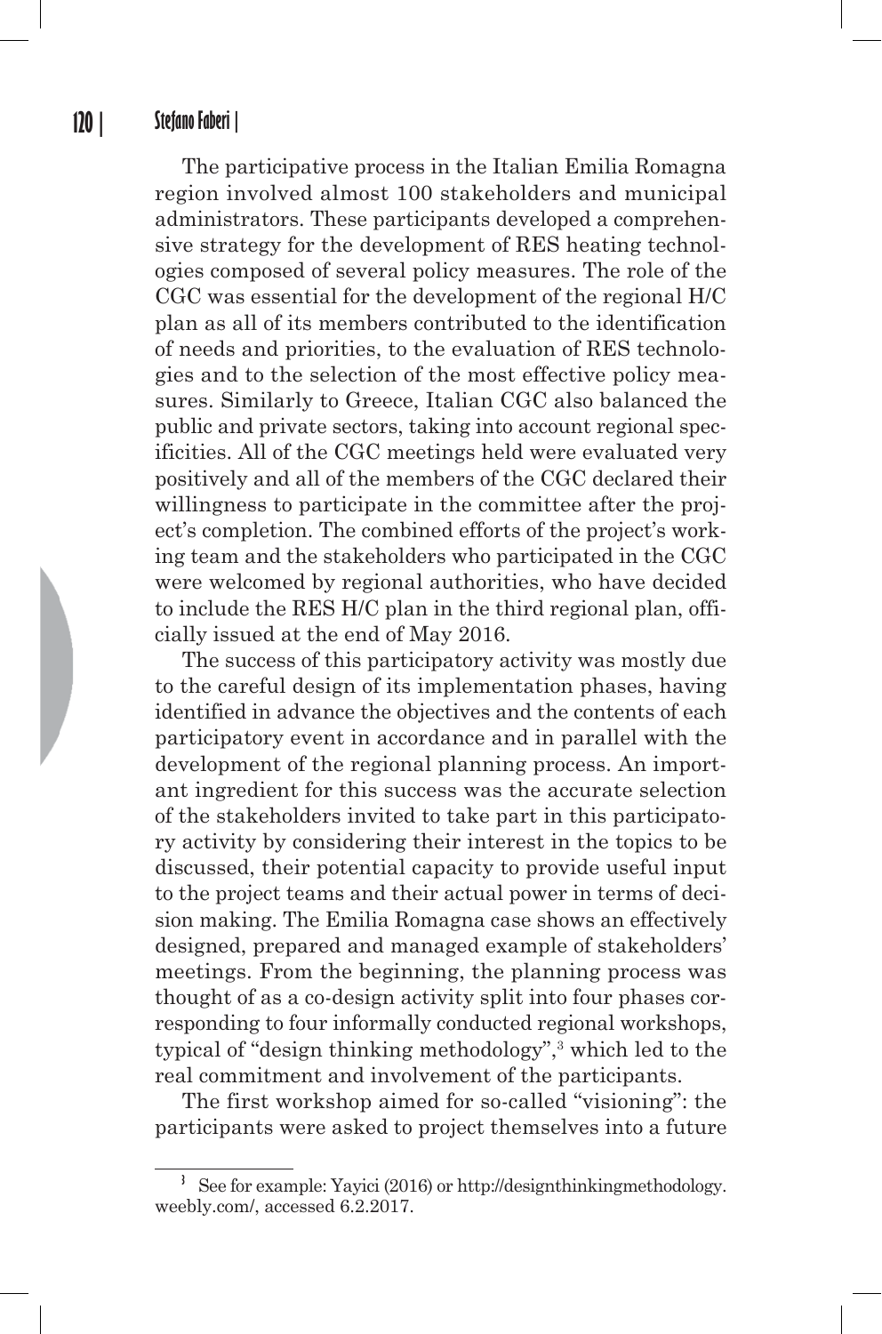The participative process in the Italian Emilia Romagna region involved almost 100 stakeholders and municipal administrators. These participants developed a comprehensive strategy for the development of RES heating technologies composed of several policy measures. The role of the CGC was essential for the development of the regional H/C plan as all of its members contributed to the identification of needs and priorities, to the evaluation of RES technologies and to the selection of the most effective policy measures. Similarly to Greece, Italian CGC also balanced the public and private sectors, taking into account regional specificities. All of the CGC meetings held were evaluated very positively and all of the members of the CGC declared their willingness to participate in the committee after the project's completion. The combined efforts of the project's working team and the stakeholders who participated in the CGC were welcomed by regional authorities, who have decided to include the RES H/C plan in the third regional plan, officially issued at the end of May 2016.

The success of this participatory activity was mostly due to the careful design of its implementation phases, having identified in advance the objectives and the contents of each participatory event in accordance and in parallel with the development of the regional planning process. An important ingredient for this success was the accurate selection of the stakeholders invited to take part in this participatory activity by considering their interest in the topics to be discussed, their potential capacity to provide useful input to the project teams and their actual power in terms of decision making. The Emilia Romagna case shows an effectively designed, prepared and managed example of stakeholders' meetings. From the beginning, the planning process was thought of as a co-design activity split into four phases corresponding to four informally conducted regional workshops, typical of "design thinking methodology",[3] which led to the real commitment and involvement of the participants.

The first workshop aimed for so-called "visioning": the participants were asked to project themselves into a future

---

[3] See for example: Yayici (2016) or http://designthinkingmethodology.weebly.com/, accessed 6.2.2017.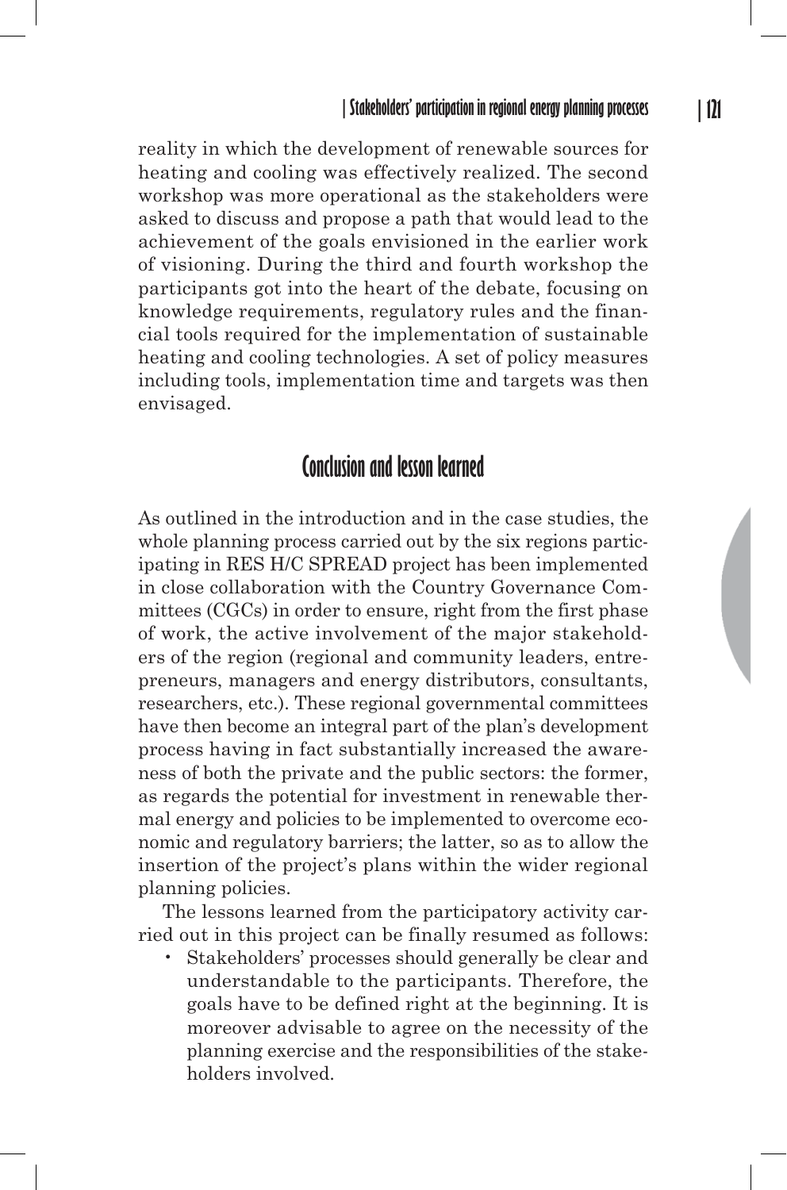reality in which the development of renewable sources for heating and cooling was effectively realized. The second workshop was more operational as the stakeholders were asked to discuss and propose a path that would lead to the achievement of the goals envisioned in the earlier work of visioning. During the third and fourth workshop the participants got into the heart of the debate, focusing on knowledge requirements, regulatory rules and the financial tools required for the implementation of sustainable heating and cooling technologies. A set of policy measures including tools, implementation time and targets was then envisaged.

## Conclusion and lesson learned

As outlined in the introduction and in the case studies, the whole planning process carried out by the six regions participating in RES H/C SPREAD project has been implemented in close collaboration with the Country Governance Committees (CGCs) in order to ensure, right from the first phase of work, the active involvement of the major stakeholders of the region (regional and community leaders, entrepreneurs, managers and energy distributors, consultants, researchers, etc.). These regional governmental committees have then become an integral part of the plan's development process having in fact substantially increased the awareness of both the private and the public sectors: the former, as regards the potential for investment in renewable thermal energy and policies to be implemented to overcome economic and regulatory barriers; the latter, so as to allow the insertion of the project's plans within the wider regional planning policies.

The lessons learned from the participatory activity carried out in this project can be finally resumed as follows:

- Stakeholders' processes should generally be clear and understandable to the participants. Therefore, the goals have to be defined right at the beginning. It is moreover advisable to agree on the necessity of the planning exercise and the responsibilities of the stakeholders involved.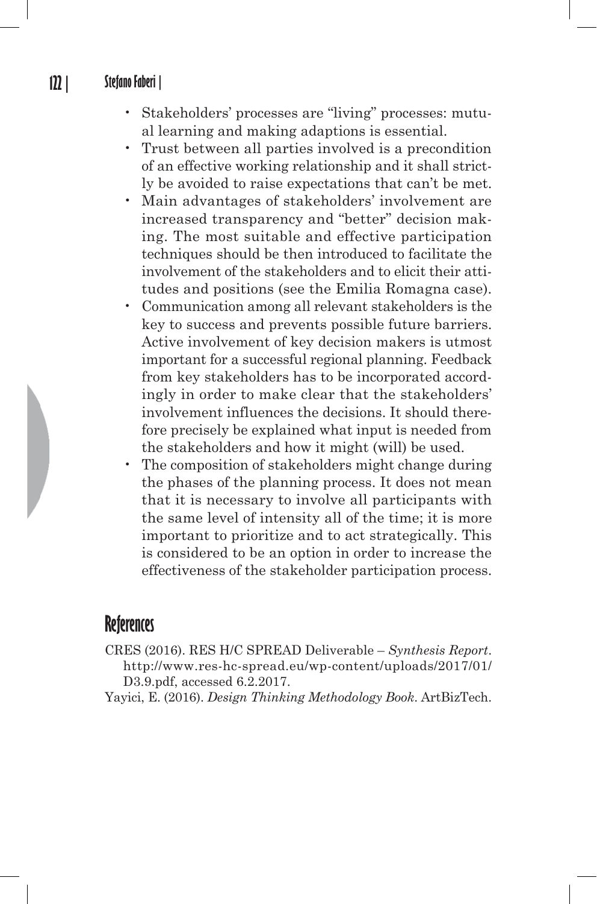- Stakeholders' processes are "living" processes: mutual learning and making adaptions is essential.
- Trust between all parties involved is a precondition of an effective working relationship and it shall strictly be avoided to raise expectations that can't be met.
- Main advantages of stakeholders' involvement are increased transparency and "better" decision making. The most suitable and effective participation techniques should be then introduced to facilitate the involvement of the stakeholders and to elicit their attitudes and positions (see the Emilia Romagna case).
- Communication among all relevant stakeholders is the key to success and prevents possible future barriers. Active involvement of key decision makers is utmost important for a successful regional planning. Feedback from key stakeholders has to be incorporated accordingly in order to make clear that the stakeholders' involvement influences the decisions. It should therefore precisely be explained what input is needed from the stakeholders and how it might (will) be used.
- The composition of stakeholders might change during the phases of the planning process. It does not mean that it is necessary to involve all participants with the same level of intensity all of the time; it is more important to prioritize and to act strategically. This is considered to be an option in order to increase the effectiveness of the stakeholder participation process.

## References

CRES (2016). RES H/C SPREAD Deliverable – *Synthesis Report*. http://www.res-hc-spread.eu/wp-content/uploads/2017/01/D3.9.pdf, accessed 6.2.2017.

Yayici, E. (2016). *Design Thinking Methodology Book*. ArtBizTech.